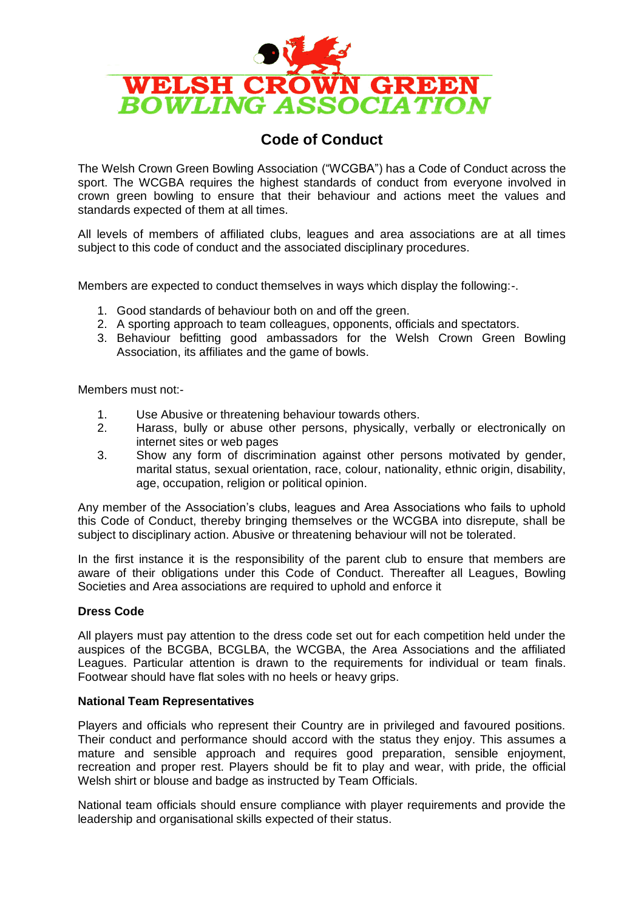# WELSH CROWN GREEN BOWLING ASSOCIATION

## Code of Conduct

The Welsh Crown Green Bowling Association ("WCGBA") has a Code of Conduct across the sport. The WCGBA requires the highest standards of conduct from everyone involved in crown green bowling to ensure that their behaviour and actions meet the values and standards expected of them at all times.

All levels of members of affiliated clubs, leagues and area associations are at all times subject to this code of conduct and the associated disciplinary procedures.

Members are expected to conduct themselves in ways which display the following:-.

1. Good standards of behaviour both on and off the green.
2. A sporting approach to team colleagues, opponents, officials and spectators.
3. Behaviour befitting good ambassadors for the Welsh Crown Green Bowling Association, its affiliates and the game of bowls.

Members must not:-

1. Use Abusive or threatening behaviour towards others.
2. Harass, bully or abuse other persons, physically, verbally or electronically on internet sites or web pages
3. Show any form of discrimination against other persons motivated by gender, marital status, sexual orientation, race, colour, nationality, ethnic origin, disability, age, occupation, religion or political opinion.

Any member of the Association's clubs, leagues and Area Associations who fails to uphold this Code of Conduct, thereby bringing themselves or the WCGBA into disrepute, shall be subject to disciplinary action. Abusive or threatening behaviour will not be tolerated.

In the first instance it is the responsibility of the parent club to ensure that members are aware of their obligations under this Code of Conduct. Thereafter all Leagues, Bowling Societies and Area associations are required to uphold and enforce it

**Dress Code**

All players must pay attention to the dress code set out for each competition held under the auspices of the BCGBA, BCGLBA, the WCGBA, the Area Associations and the affiliated Leagues. Particular attention is drawn to the requirements for individual or team finals. Footwear should have flat soles with no heels or heavy grips.

**National Team Representatives**

Players and officials who represent their Country are in privileged and favoured positions. Their conduct and performance should accord with the status they enjoy. This assumes a mature and sensible approach and requires good preparation, sensible enjoyment, recreation and proper rest. Players should be fit to play and wear, with pride, the official Welsh shirt or blouse and badge as instructed by Team Officials.

National team officials should ensure compliance with player requirements and provide the leadership and organisational skills expected of their status.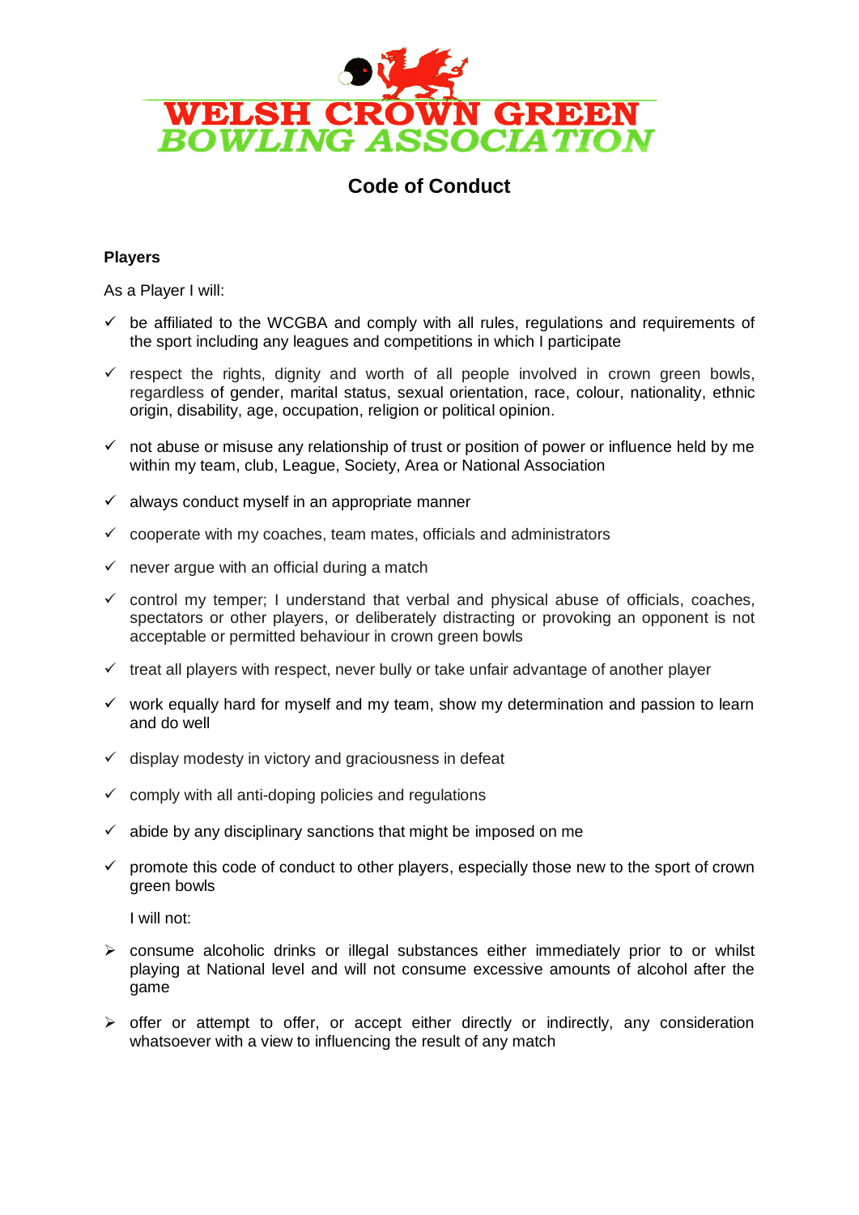# WELSH CROWN GREEN BOWLING ASSOCIATION

## Code of Conduct

### Players

As a Player I will:

- ✓ be affiliated to the WCGBA and comply with all rules, regulations and requirements of the sport including any leagues and competitions in which I participate
- ✓ respect the rights, dignity and worth of all people involved in crown green bowls, regardless of gender, marital status, sexual orientation, race, colour, nationality, ethnic origin, disability, age, occupation, religion or political opinion.
- ✓ not abuse or misuse any relationship of trust or position of power or influence held by me within my team, club, League, Society, Area or National Association
- ✓ always conduct myself in an appropriate manner
- ✓ cooperate with my coaches, team mates, officials and administrators
- ✓ never argue with an official during a match
- ✓ control my temper; I understand that verbal and physical abuse of officials, coaches, spectators or other players, or deliberately distracting or provoking an opponent is not acceptable or permitted behaviour in crown green bowls
- ✓ treat all players with respect, never bully or take unfair advantage of another player
- ✓ work equally hard for myself and my team, show my determination and passion to learn and do well
- ✓ display modesty in victory and graciousness in defeat
- ✓ comply with all anti-doping policies and regulations
- ✓ abide by any disciplinary sanctions that might be imposed on me
- ✓ promote this code of conduct to other players, especially those new to the sport of crown green bowls

I will not:

- ➢ consume alcoholic drinks or illegal substances either immediately prior to or whilst playing at National level and will not consume excessive amounts of alcohol after the game
- ➢ offer or attempt to offer, or accept either directly or indirectly, any consideration whatsoever with a view to influencing the result of any match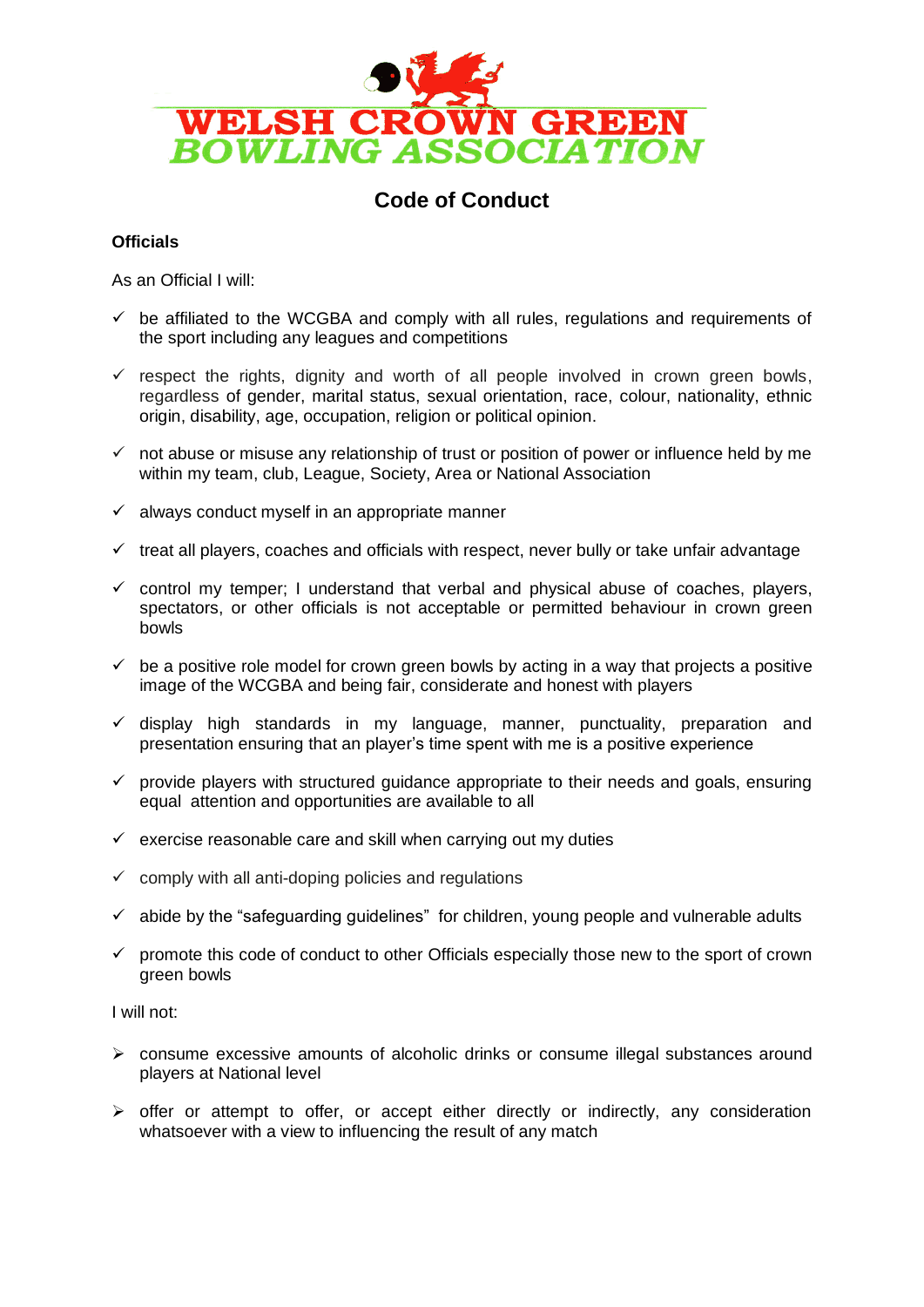# WELSH CROWN GREEN BOWLING ASSOCIATION

## Code of Conduct

**Officials**

As an Official I will:

- ✓ be affiliated to the WCGBA and comply with all rules, regulations and requirements of the sport including any leagues and competitions
- ✓ respect the rights, dignity and worth of all people involved in crown green bowls, regardless of gender, marital status, sexual orientation, race, colour, nationality, ethnic origin, disability, age, occupation, religion or political opinion.
- ✓ not abuse or misuse any relationship of trust or position of power or influence held by me within my team, club, League, Society, Area or National Association
- ✓ always conduct myself in an appropriate manner
- ✓ treat all players, coaches and officials with respect, never bully or take unfair advantage
- ✓ control my temper; I understand that verbal and physical abuse of coaches, players, spectators, or other officials is not acceptable or permitted behaviour in crown green bowls
- ✓ be a positive role model for crown green bowls by acting in a way that projects a positive image of the WCGBA and being fair, considerate and honest with players
- ✓ display high standards in my language, manner, punctuality, preparation and presentation ensuring that an player's time spent with me is a positive experience
- ✓ provide players with structured guidance appropriate to their needs and goals, ensuring equal attention and opportunities are available to all
- ✓ exercise reasonable care and skill when carrying out my duties
- ✓ comply with all anti-doping policies and regulations
- ✓ abide by the "safeguarding guidelines" for children, young people and vulnerable adults
- ✓ promote this code of conduct to other Officials especially those new to the sport of crown green bowls

I will not:

- ➢ consume excessive amounts of alcoholic drinks or consume illegal substances around players at National level
- ➢ offer or attempt to offer, or accept either directly or indirectly, any consideration whatsoever with a view to influencing the result of any match